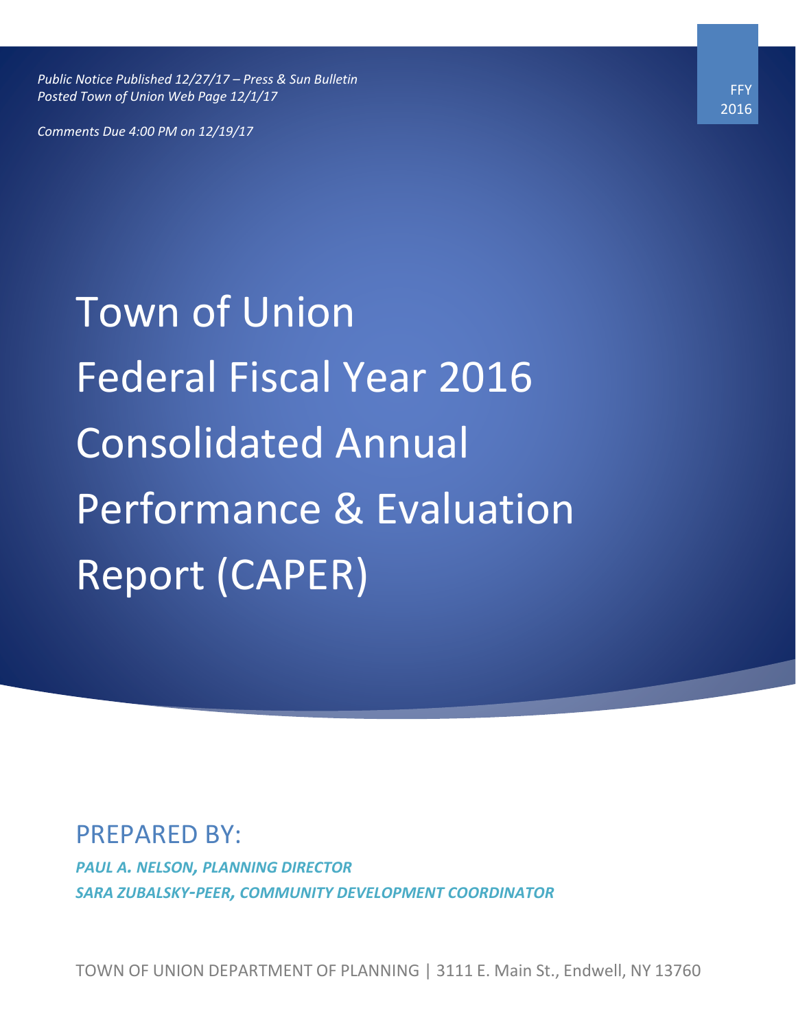*Public Notice Published 12/27/17 – Press & Sun Bulletin*
*Posted Town of Union Web Page 12/1/17*

*Comments Due 4:00 PM on 12/19/17*

FFY 2016

# Town of Union Federal Fiscal Year 2016 Consolidated Annual Performance & Evaluation Report (CAPER)

## PREPARED BY:

***PAUL A. NELSON, PLANNING DIRECTOR***
***SARA ZUBALSKY-PEER, COMMUNITY DEVELOPMENT COORDINATOR***

TOWN OF UNION DEPARTMENT OF PLANNING | 3111 E. Main St., Endwell, NY 13760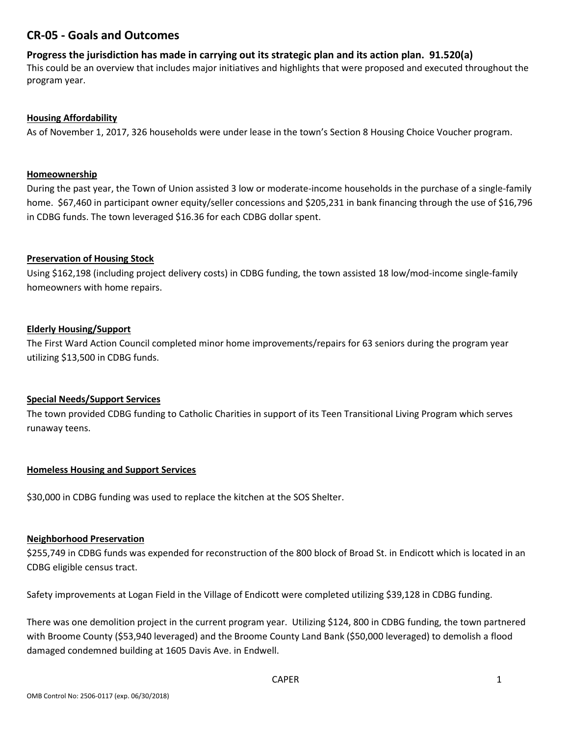## CR-05 - Goals and Outcomes

### Progress the jurisdiction has made in carrying out its strategic plan and its action plan. 91.520(a)

This could be an overview that includes major initiatives and highlights that were proposed and executed throughout the program year.

**Housing Affordability**

As of November 1, 2017, 326 households were under lease in the town's Section 8 Housing Choice Voucher program.

**Homeownership**

During the past year, the Town of Union assisted 3 low or moderate-income households in the purchase of a single-family home. $67,460 in participant owner equity/seller concessions and $205,231 in bank financing through the use of $16,796 in CDBG funds. The town leveraged $16.36 for each CDBG dollar spent.

**Preservation of Housing Stock**

Using $162,198 (including project delivery costs) in CDBG funding, the town assisted 18 low/mod-income single-family homeowners with home repairs.

**Elderly Housing/Support**

The First Ward Action Council completed minor home improvements/repairs for 63 seniors during the program year utilizing $13,500 in CDBG funds.

**Special Needs/Support Services**

The town provided CDBG funding to Catholic Charities in support of its Teen Transitional Living Program which serves runaway teens.

**Homeless Housing and Support Services**

$30,000 in CDBG funding was used to replace the kitchen at the SOS Shelter.

**Neighborhood Preservation**

$255,749 in CDBG funds was expended for reconstruction of the 800 block of Broad St. in Endicott which is located in an CDBG eligible census tract.

Safety improvements at Logan Field in the Village of Endicott were completed utilizing $39,128 in CDBG funding.

There was one demolition project in the current program year. Utilizing $124, 800 in CDBG funding, the town partnered with Broome County ($53,940 leveraged) and the Broome County Land Bank ($50,000 leveraged) to demolish a flood damaged condemned building at 1605 Davis Ave. in Endwell.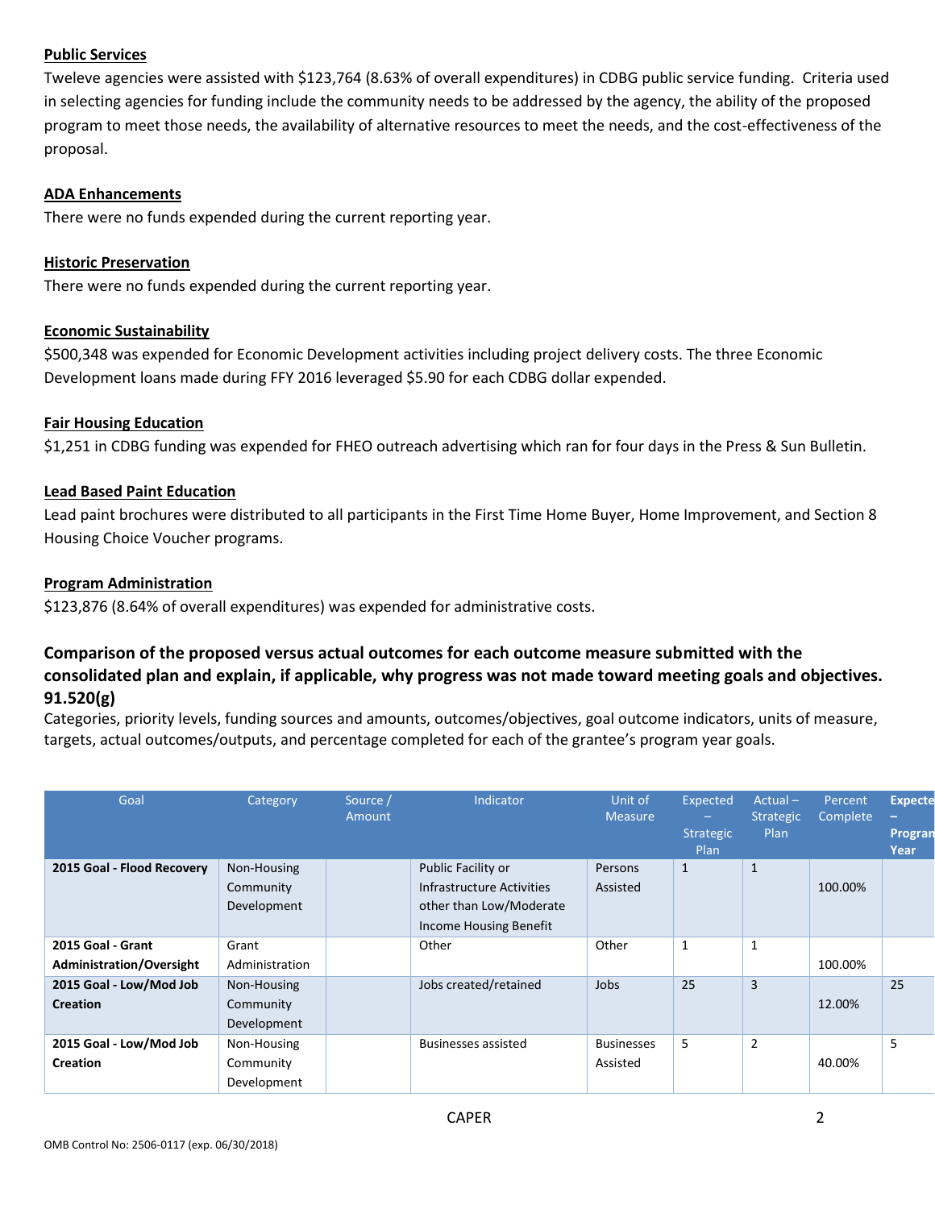**Public Services**

Tweleve agencies were assisted with $123,764 (8.63% of overall expenditures) in CDBG public service funding. Criteria used in selecting agencies for funding include the community needs to be addressed by the agency, the ability of the proposed program to meet those needs, the availability of alternative resources to meet the needs, and the cost-effectiveness of the proposal.

**ADA Enhancements**

There were no funds expended during the current reporting year.

**Historic Preservation**

There were no funds expended during the current reporting year.

**Economic Sustainability**

$500,348 was expended for Economic Development activities including project delivery costs. The three Economic Development loans made during FFY 2016 leveraged $5.90 for each CDBG dollar expended.

**Fair Housing Education**

$1,251 in CDBG funding was expended for FHEO outreach advertising which ran for four days in the Press & Sun Bulletin.

**Lead Based Paint Education**

Lead paint brochures were distributed to all participants in the First Time Home Buyer, Home Improvement, and Section 8 Housing Choice Voucher programs.

**Program Administration**

$123,876 (8.64% of overall expenditures) was expended for administrative costs.

### Comparison of the proposed versus actual outcomes for each outcome measure submitted with the consolidated plan and explain, if applicable, why progress was not made toward meeting goals and objectives. 91.520(g)

Categories, priority levels, funding sources and amounts, outcomes/objectives, goal outcome indicators, units of measure, targets, actual outcomes/outputs, and percentage completed for each of the grantee's program year goals.

| Goal | Category | Source / Amount | Indicator | Unit of Measure | Expected – Strategic Plan | Actual – Strategic Plan | Percent Complete | Expected – Program Year |
|---|---|---|---|---|---|---|---|---|
| **2015 Goal - Flood Recovery** | Non-Housing Community Development | | Public Facility or Infrastructure Activities other than Low/Moderate Income Housing Benefit | Persons Assisted | 1 | 1 | 100.00% | |
| **2015 Goal - Grant Administration/Oversight** | Grant Administration | | Other | Other | 1 | 1 | 100.00% | |
| **2015 Goal - Low/Mod Job Creation** | Non-Housing Community Development | | Jobs created/retained | Jobs | 25 | 3 | 12.00% | 25 |
| **2015 Goal - Low/Mod Job Creation** | Non-Housing Community Development | | Businesses assisted | Businesses Assisted | 5 | 2 | 40.00% | 5 |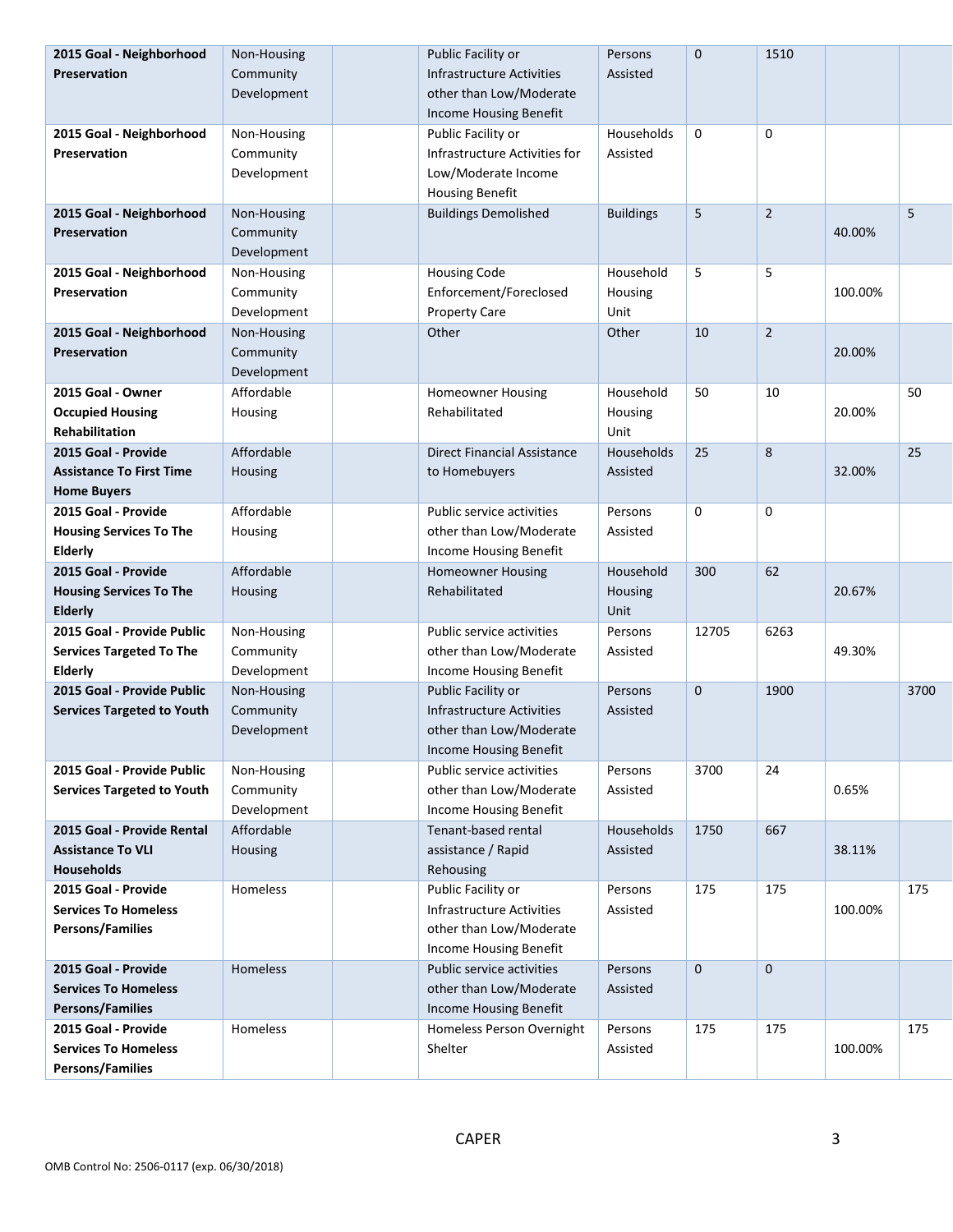| | | | | | | | | |
|---|---|---|---|---|---|---|---|---|
| **2015 Goal - Neighborhood Preservation** | Non-Housing Community Development | | Public Facility or Infrastructure Activities other than Low/Moderate Income Housing Benefit | Persons Assisted | 0 | 1510 | | |
| **2015 Goal - Neighborhood Preservation** | Non-Housing Community Development | | Public Facility or Infrastructure Activities for Low/Moderate Income Housing Benefit | Households Assisted | 0 | 0 | | |
| **2015 Goal - Neighborhood Preservation** | Non-Housing Community Development | | Buildings Demolished | Buildings | 5 | 2 | 40.00% | 5 |
| **2015 Goal - Neighborhood Preservation** | Non-Housing Community Development | | Housing Code Enforcement/Foreclosed Property Care | Household Housing Unit | 5 | 5 | 100.00% | |
| **2015 Goal - Neighborhood Preservation** | Non-Housing Community Development | | Other | Other | 10 | 2 | 20.00% | |
| **2015 Goal - Owner Occupied Housing Rehabilitation** | Affordable Housing | | Homeowner Housing Rehabilitated | Household Housing Unit | 50 | 10 | 20.00% | 50 |
| **2015 Goal - Provide Assistance To First Time Home Buyers** | Affordable Housing | | Direct Financial Assistance to Homebuyers | Households Assisted | 25 | 8 | 32.00% | 25 |
| **2015 Goal - Provide Housing Services To The Elderly** | Affordable Housing | | Public service activities other than Low/Moderate Income Housing Benefit | Persons Assisted | 0 | 0 | | |
| **2015 Goal - Provide Housing Services To The Elderly** | Affordable Housing | | Homeowner Housing Rehabilitated | Household Housing Unit | 300 | 62 | 20.67% | |
| **2015 Goal - Provide Public Services Targeted To The Elderly** | Non-Housing Community Development | | Public service activities other than Low/Moderate Income Housing Benefit | Persons Assisted | 12705 | 6263 | 49.30% | |
| **2015 Goal - Provide Public Services Targeted to Youth** | Non-Housing Community Development | | Public Facility or Infrastructure Activities other than Low/Moderate Income Housing Benefit | Persons Assisted | 0 | 1900 | | 3700 |
| **2015 Goal - Provide Public Services Targeted to Youth** | Non-Housing Community Development | | Public service activities other than Low/Moderate Income Housing Benefit | Persons Assisted | 3700 | 24 | 0.65% | |
| **2015 Goal - Provide Rental Assistance To VLI Households** | Affordable Housing | | Tenant-based rental assistance / Rapid Rehousing | Households Assisted | 1750 | 667 | 38.11% | |
| **2015 Goal - Provide Services To Homeless Persons/Families** | Homeless | | Public Facility or Infrastructure Activities other than Low/Moderate Income Housing Benefit | Persons Assisted | 175 | 175 | 100.00% | 175 |
| **2015 Goal - Provide Services To Homeless Persons/Families** | Homeless | | Public service activities other than Low/Moderate Income Housing Benefit | Persons Assisted | 0 | 0 | | |
| **2015 Goal - Provide Services To Homeless Persons/Families** | Homeless | | Homeless Person Overnight Shelter | Persons Assisted | 175 | 175 | 100.00% | 175 |

OMB Control No: 2506-0117 (exp. 06/30/2018)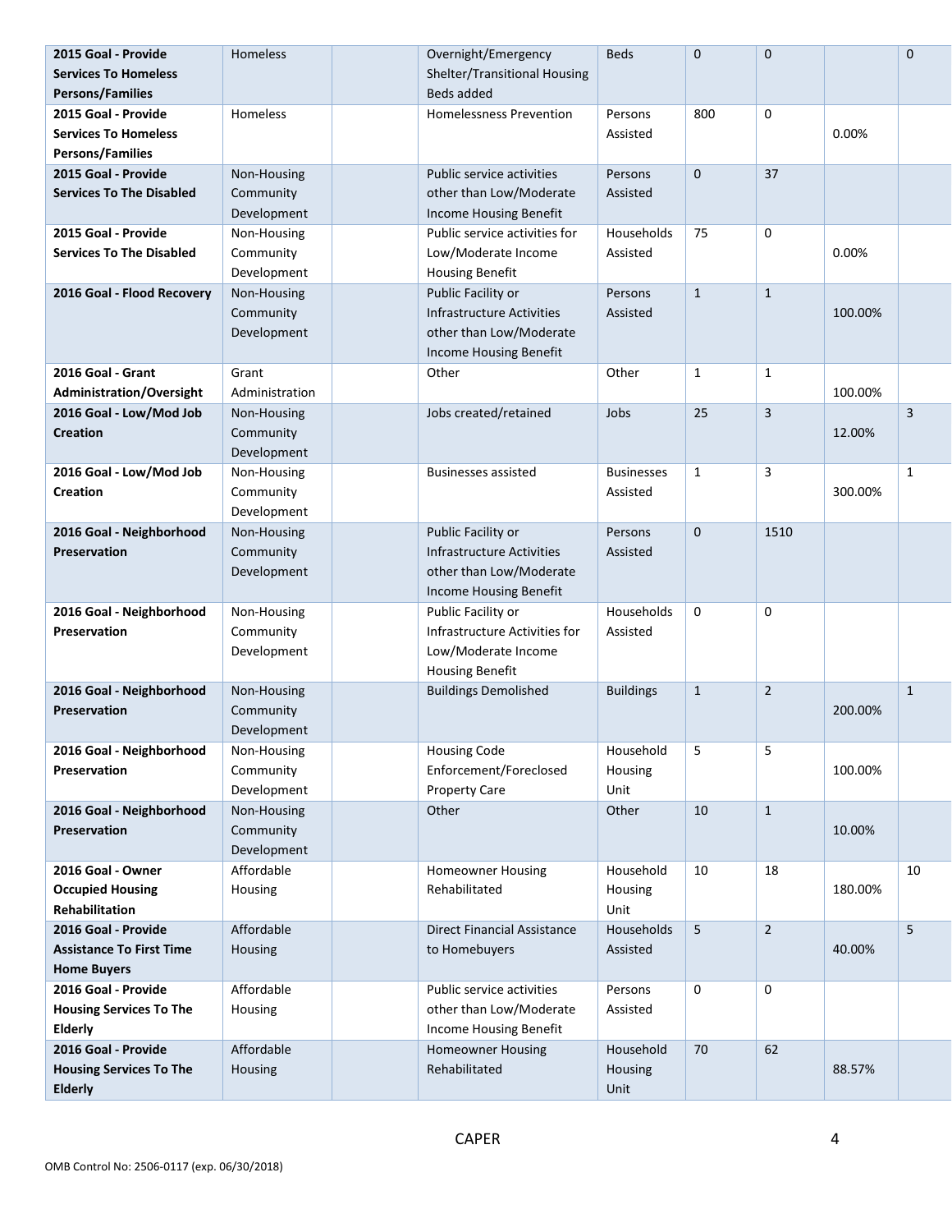| 2015 Goal - Provide Services To Homeless Persons/Families | Homeless | | Overnight/Emergency Shelter/Transitional Housing Beds added | Beds | 0 | 0 | | 0 |
|---|---|---|---|---|---|---|---|---|
| **2015 Goal - Provide Services To Homeless Persons/Families** | Homeless | | Homelessness Prevention | Persons Assisted | 800 | 0 | 0.00% | |
| **2015 Goal - Provide Services To The Disabled** | Non-Housing Community Development | | Public service activities other than Low/Moderate Income Housing Benefit | Persons Assisted | 0 | 37 | | |
| **2015 Goal - Provide Services To The Disabled** | Non-Housing Community Development | | Public service activities for Low/Moderate Income Housing Benefit | Households Assisted | 75 | 0 | 0.00% | |
| **2016 Goal - Flood Recovery** | Non-Housing Community Development | | Public Facility or Infrastructure Activities other than Low/Moderate Income Housing Benefit | Persons Assisted | 1 | 1 | 100.00% | |
| **2016 Goal - Grant Administration/Oversight** | Grant Administration | | Other | Other | 1 | 1 | 100.00% | |
| **2016 Goal - Low/Mod Job Creation** | Non-Housing Community Development | | Jobs created/retained | Jobs | 25 | 3 | 12.00% | 3 |
| **2016 Goal - Low/Mod Job Creation** | Non-Housing Community Development | | Businesses assisted | Businesses Assisted | 1 | 3 | 300.00% | 1 |
| **2016 Goal - Neighborhood Preservation** | Non-Housing Community Development | | Public Facility or Infrastructure Activities other than Low/Moderate Income Housing Benefit | Persons Assisted | 0 | 1510 | | |
| **2016 Goal - Neighborhood Preservation** | Non-Housing Community Development | | Public Facility or Infrastructure Activities for Low/Moderate Income Housing Benefit | Households Assisted | 0 | 0 | | |
| **2016 Goal - Neighborhood Preservation** | Non-Housing Community Development | | Buildings Demolished | Buildings | 1 | 2 | 200.00% | 1 |
| **2016 Goal - Neighborhood Preservation** | Non-Housing Community Development | | Housing Code Enforcement/Foreclosed Property Care | Household Housing Unit | 5 | 5 | 100.00% | |
| **2016 Goal - Neighborhood Preservation** | Non-Housing Community Development | | Other | Other | 10 | 1 | 10.00% | |
| **2016 Goal - Owner Occupied Housing Rehabilitation** | Affordable Housing | | Homeowner Housing Rehabilitated | Household Housing Unit | 10 | 18 | 180.00% | 10 |
| **2016 Goal - Provide Assistance To First Time Home Buyers** | Affordable Housing | | Direct Financial Assistance to Homebuyers | Households Assisted | 5 | 2 | 40.00% | 5 |
| **2016 Goal - Provide Housing Services To The Elderly** | Affordable Housing | | Public service activities other than Low/Moderate Income Housing Benefit | Persons Assisted | 0 | 0 | | |
| **2016 Goal - Provide Housing Services To The Elderly** | Affordable Housing | | Homeowner Housing Rehabilitated | Household Housing Unit | 70 | 62 | 88.57% | |

CAPER

OMB Control No: 2506-0117 (exp. 06/30/2018)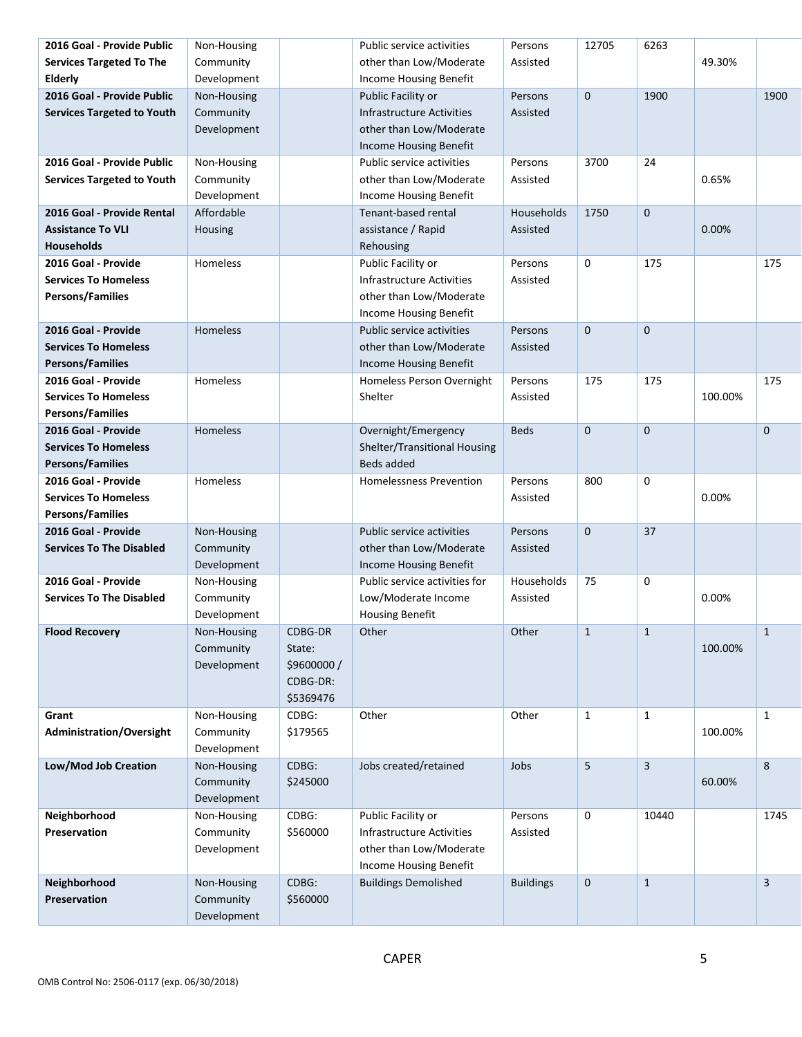| | | | | | | | | |
|---|---|---|---|---|---|---|---|---|
| **2016 Goal - Provide Public Services Targeted To The Elderly** | Non-Housing Community Development | | Public service activities other than Low/Moderate Income Housing Benefit | Persons Assisted | 12705 | 6263 | 49.30% | |
| **2016 Goal - Provide Public Services Targeted to Youth** | Non-Housing Community Development | | Public Facility or Infrastructure Activities other than Low/Moderate Income Housing Benefit | Persons Assisted | 0 | 1900 | | 1900 |
| **2016 Goal - Provide Public Services Targeted to Youth** | Non-Housing Community Development | | Public service activities other than Low/Moderate Income Housing Benefit | Persons Assisted | 3700 | 24 | 0.65% | |
| **2016 Goal - Provide Rental Assistance To VLI Households** | Affordable Housing | | Tenant-based rental assistance / Rapid Rehousing | Households Assisted | 1750 | 0 | 0.00% | |
| **2016 Goal - Provide Services To Homeless Persons/Families** | Homeless | | Public Facility or Infrastructure Activities other than Low/Moderate Income Housing Benefit | Persons Assisted | 0 | 175 | | 175 |
| **2016 Goal - Provide Services To Homeless Persons/Families** | Homeless | | Public service activities other than Low/Moderate Income Housing Benefit | Persons Assisted | 0 | 0 | | |
| **2016 Goal - Provide Services To Homeless Persons/Families** | Homeless | | Homeless Person Overnight Shelter | Persons Assisted | 175 | 175 | 100.00% | 175 |
| **2016 Goal - Provide Services To Homeless Persons/Families** | Homeless | | Overnight/Emergency Shelter/Transitional Housing Beds added | Beds | 0 | 0 | | 0 |
| **2016 Goal - Provide Services To Homeless Persons/Families** | Homeless | | Homelessness Prevention | Persons Assisted | 800 | 0 | 0.00% | |
| **2016 Goal - Provide Services To The Disabled** | Non-Housing Community Development | | Public service activities other than Low/Moderate Income Housing Benefit | Persons Assisted | 0 | 37 | | |
| **2016 Goal - Provide Services To The Disabled** | Non-Housing Community Development | | Public service activities for Low/Moderate Income Housing Benefit | Households Assisted | 75 | 0 | 0.00% | |
| **Flood Recovery** | Non-Housing Community Development | CDBG-DR State: $9600000 / CDBG-DR: $5369476 | Other | Other | 1 | 1 | 100.00% | 1 |
| **Grant Administration/Oversight** | Non-Housing Community Development | CDBG: $179565 | Other | Other | 1 | 1 | 100.00% | 1 |
| **Low/Mod Job Creation** | Non-Housing Community Development | CDBG: $245000 | Jobs created/retained | Jobs | 5 | 3 | 60.00% | 8 |
| **Neighborhood Preservation** | Non-Housing Community Development | CDBG: $560000 | Public Facility or Infrastructure Activities other than Low/Moderate Income Housing Benefit | Persons Assisted | 0 | 10440 | | 1745 |
| **Neighborhood Preservation** | Non-Housing Community Development | CDBG: $560000 | Buildings Demolished | Buildings | 0 | 1 | | 3 |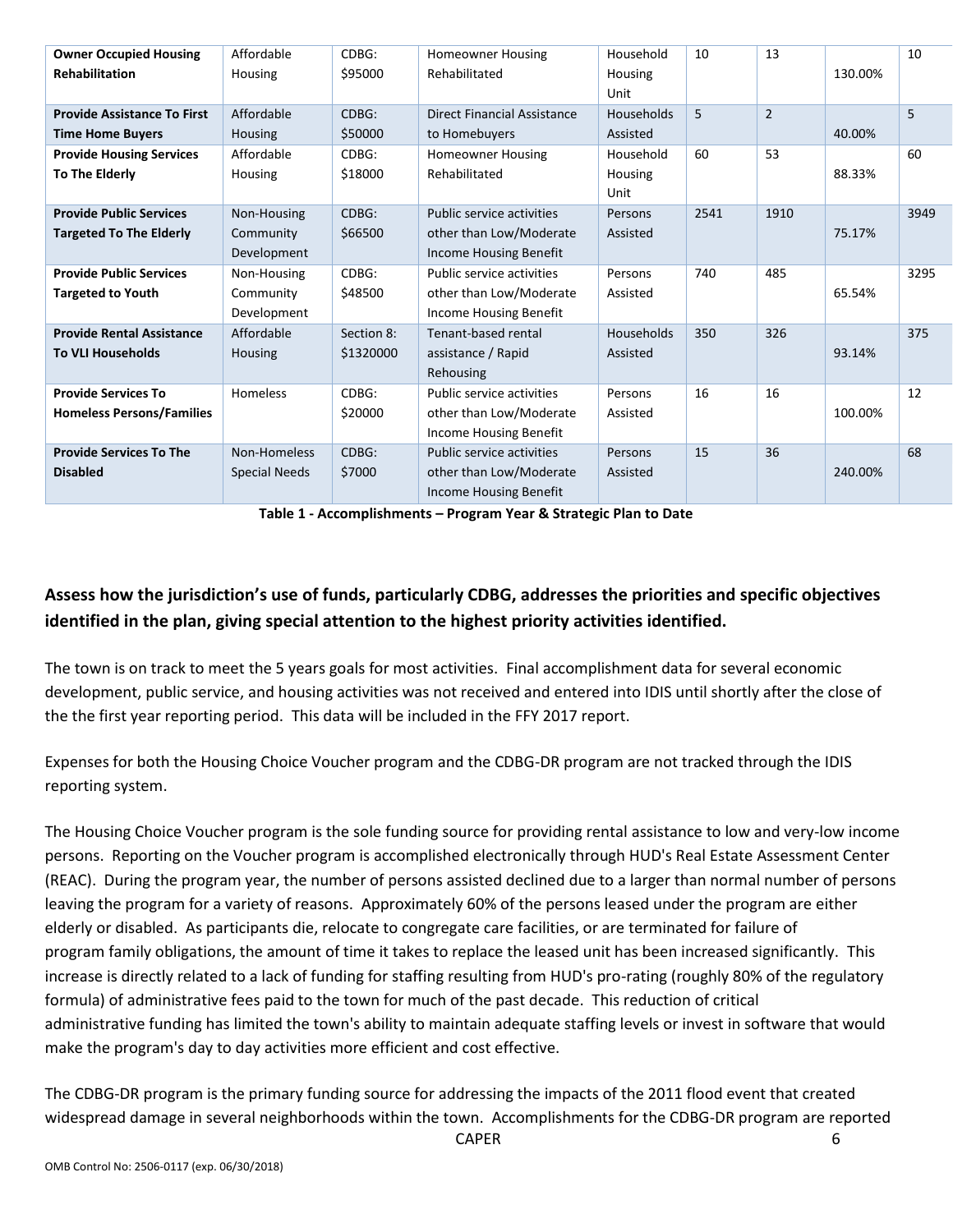| | | | | | | | | |
|---|---|---|---|---|---|---|---|---|
| **Owner Occupied Housing Rehabilitation** | Affordable Housing | CDBG: $95000 | Homeowner Housing Rehabilitated | Household Housing Unit | 10 | 13 | 130.00% | 10 |
| **Provide Assistance To First Time Home Buyers** | Affordable Housing | CDBG: $50000 | Direct Financial Assistance to Homebuyers | Households Assisted | 5 | 2 | 40.00% | 5 |
| **Provide Housing Services To The Elderly** | Affordable Housing | CDBG: $18000 | Homeowner Housing Rehabilitated | Household Housing Unit | 60 | 53 | 88.33% | 60 |
| **Provide Public Services Targeted To The Elderly** | Non-Housing Community Development | CDBG: $66500 | Public service activities other than Low/Moderate Income Housing Benefit | Persons Assisted | 2541 | 1910 | 75.17% | 3949 |
| **Provide Public Services Targeted to Youth** | Non-Housing Community Development | CDBG: $48500 | Public service activities other than Low/Moderate Income Housing Benefit | Persons Assisted | 740 | 485 | 65.54% | 3295 |
| **Provide Rental Assistance To VLI Households** | Affordable Housing | Section 8: $1320000 | Tenant-based rental assistance / Rapid Rehousing | Households Assisted | 350 | 326 | 93.14% | 375 |
| **Provide Services To Homeless Persons/Families** | Homeless | CDBG: $20000 | Public service activities other than Low/Moderate Income Housing Benefit | Persons Assisted | 16 | 16 | 100.00% | 12 |
| **Provide Services To The Disabled** | Non-Homeless Special Needs | CDBG: $7000 | Public service activities other than Low/Moderate Income Housing Benefit | Persons Assisted | 15 | 36 | 240.00% | 68 |

**Table 1 - Accomplishments – Program Year & Strategic Plan to Date**

## Assess how the jurisdiction's use of funds, particularly CDBG, addresses the priorities and specific objectives identified in the plan, giving special attention to the highest priority activities identified.

The town is on track to meet the 5 years goals for most activities. Final accomplishment data for several economic development, public service, and housing activities was not received and entered into IDIS until shortly after the close of the the first year reporting period. This data will be included in the FFY 2017 report.

Expenses for both the Housing Choice Voucher program and the CDBG-DR program are not tracked through the IDIS reporting system.

The Housing Choice Voucher program is the sole funding source for providing rental assistance to low and very-low income persons. Reporting on the Voucher program is accomplished electronically through HUD's Real Estate Assessment Center (REAC). During the program year, the number of persons assisted declined due to a larger than normal number of persons leaving the program for a variety of reasons. Approximately 60% of the persons leased under the program are either elderly or disabled. As participants die, relocate to congregate care facilities, or are terminated for failure of program family obligations, the amount of time it takes to replace the leased unit has been increased significantly. This increase is directly related to a lack of funding for staffing resulting from HUD's pro-rating (roughly 80% of the regulatory formula) of administrative fees paid to the town for much of the past decade. This reduction of critical administrative funding has limited the town's ability to maintain adequate staffing levels or invest in software that would make the program's day to day activities more efficient and cost effective.

The CDBG-DR program is the primary funding source for addressing the impacts of the 2011 flood event that created widespread damage in several neighborhoods within the town. Accomplishments for the CDBG-DR program are reported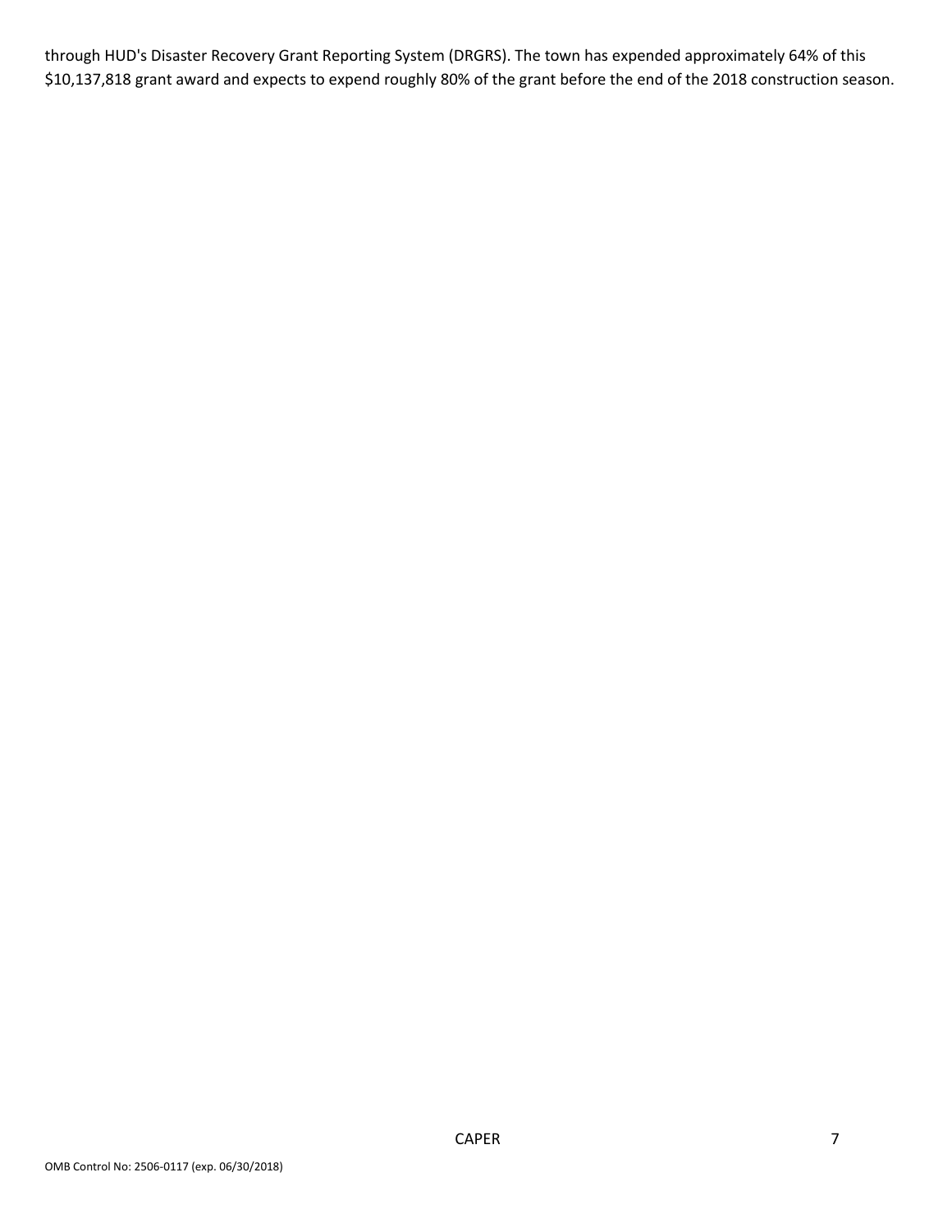through HUD's Disaster Recovery Grant Reporting System (DRGRS). The town has expended approximately 64% of this $10,137,818 grant award and expects to expend roughly 80% of the grant before the end of the 2018 construction season.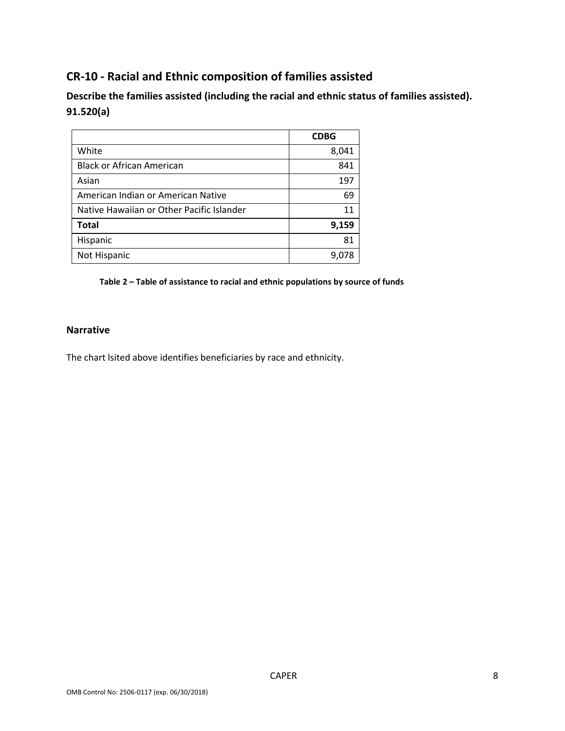## CR-10 - Racial and Ethnic composition of families assisted

**Describe the families assisted (including the racial and ethnic status of families assisted). 91.520(a)**

| | CDBG |
|---|---|
| White | 8,041 |
| Black or African American | 841 |
| Asian | 197 |
| American Indian or American Native | 69 |
| Native Hawaiian or Other Pacific Islander | 11 |
| **Total** | **9,159** |
| Hispanic | 81 |
| Not Hispanic | 9,078 |

**Table 2 – Table of assistance to racial and ethnic populations by source of funds**

### Narrative

The chart lsited above identifies beneficiaries by race and ethnicity.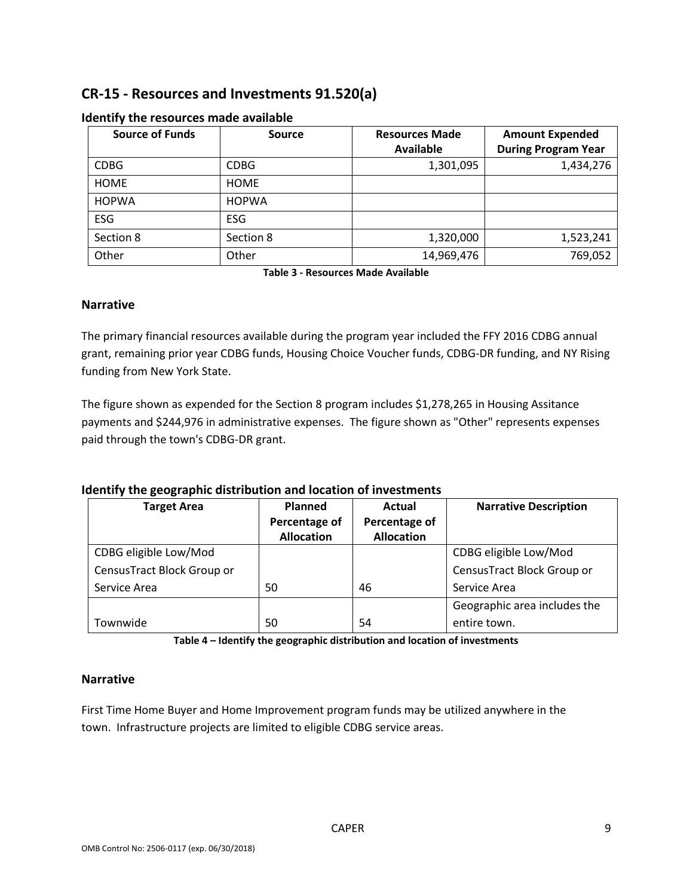## CR-15 - Resources and Investments 91.520(a)

### Identify the resources made available

| Source of Funds | Source | Resources Made Available | Amount Expended During Program Year |
|---|---|---|---|
| CDBG | CDBG | 1,301,095 | 1,434,276 |
| HOME | HOME | | |
| HOPWA | HOPWA | | |
| ESG | ESG | | |
| Section 8 | Section 8 | 1,320,000 | 1,523,241 |
| Other | Other | 14,969,476 | 769,052 |

**Table 3 - Resources Made Available**

### Narrative

The primary financial resources available during the program year included the FFY 2016 CDBG annual grant, remaining prior year CDBG funds, Housing Choice Voucher funds, CDBG-DR funding, and NY Rising funding from New York State.

The figure shown as expended for the Section 8 program includes $1,278,265 in Housing Assitance payments and $244,976 in administrative expenses. The figure shown as "Other" represents expenses paid through the town's CDBG-DR grant.

### Identify the geographic distribution and location of investments

| Target Area | Planned Percentage of Allocation | Actual Percentage of Allocation | Narrative Description |
|---|---|---|---|
| CDBG eligible Low/Mod CensusTract Block Group or Service Area | 50 | 46 | CDBG eligible Low/Mod CensusTract Block Group or Service Area |
| Townwide | 50 | 54 | Geographic area includes the entire town. |

**Table 4 – Identify the geographic distribution and location of investments**

### Narrative

First Time Home Buyer and Home Improvement program funds may be utilized anywhere in the town. Infrastructure projects are limited to eligible CDBG service areas.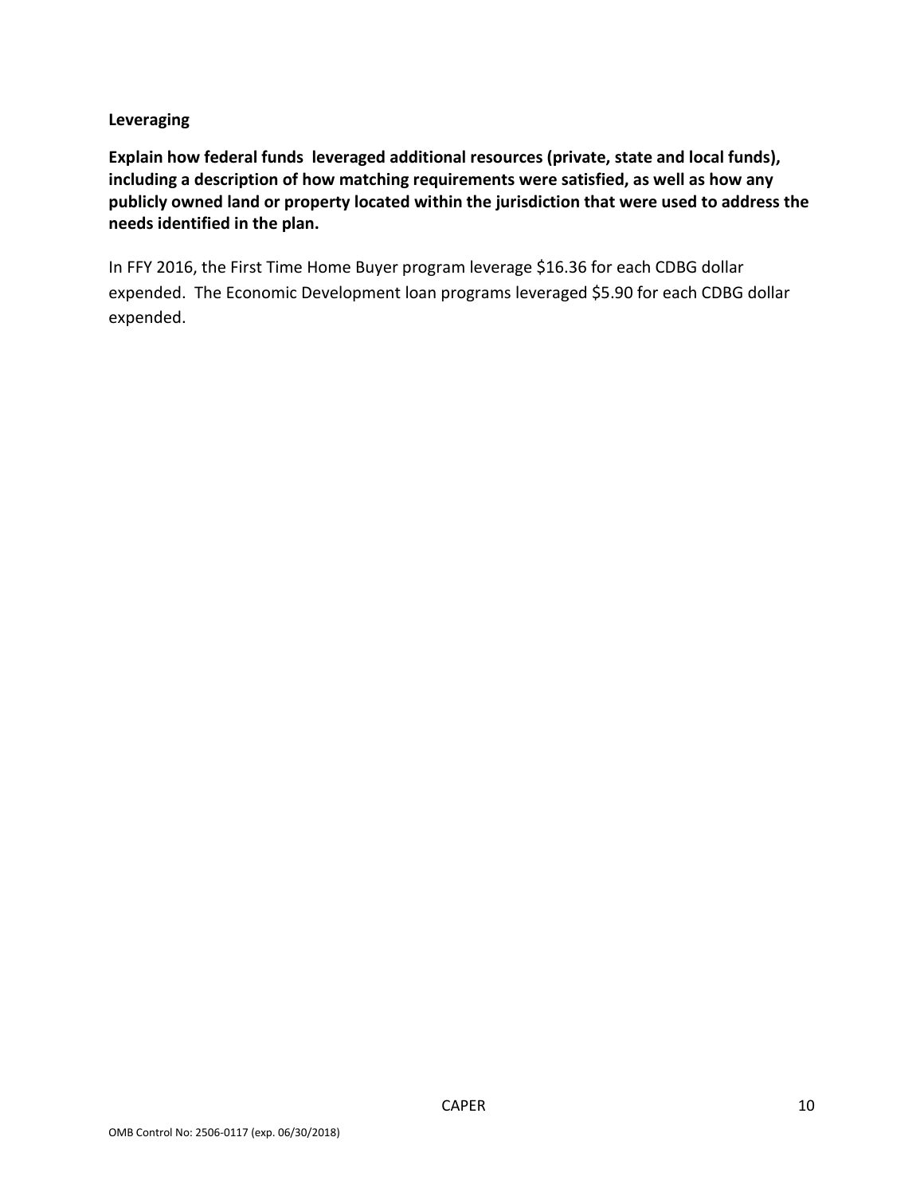**Leveraging**

**Explain how federal funds leveraged additional resources (private, state and local funds), including a description of how matching requirements were satisfied, as well as how any publicly owned land or property located within the jurisdiction that were used to address the needs identified in the plan.**

In FFY 2016, the First Time Home Buyer program leverage $16.36 for each CDBG dollar expended. The Economic Development loan programs leveraged $5.90 for each CDBG dollar expended.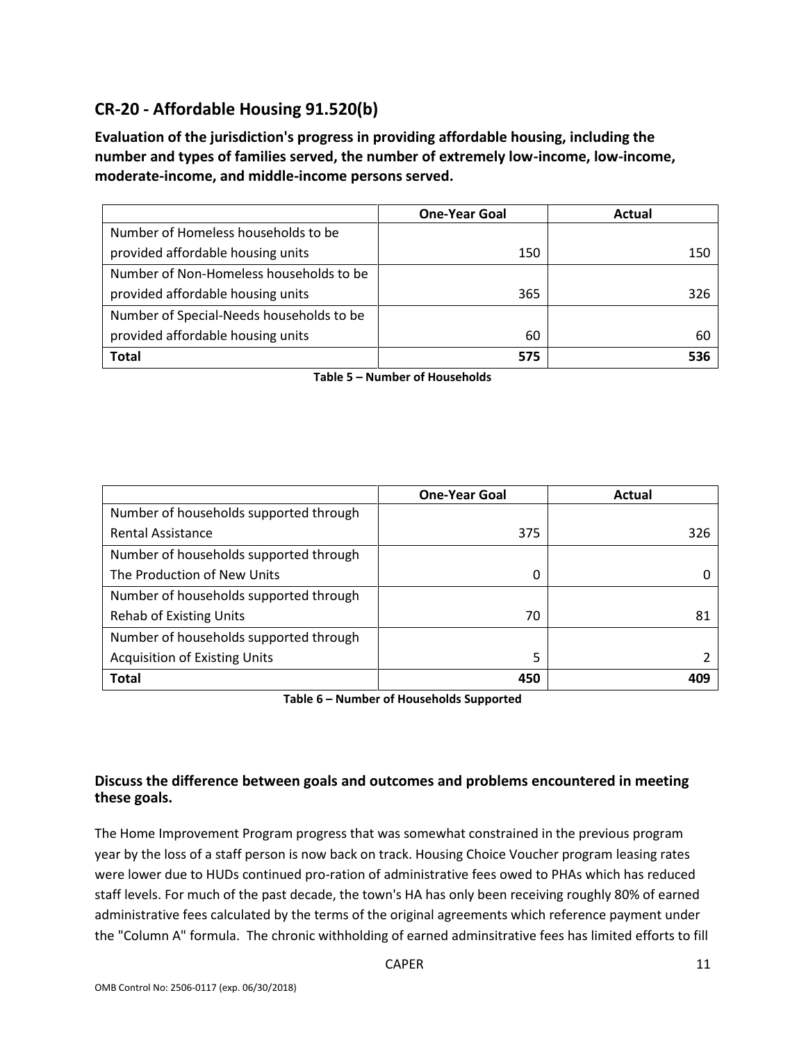## CR-20 - Affordable Housing 91.520(b)

**Evaluation of the jurisdiction's progress in providing affordable housing, including the number and types of families served, the number of extremely low-income, low-income, moderate-income, and middle-income persons served.**

| | One-Year Goal | Actual |
|---|---|---|
| Number of Homeless households to be provided affordable housing units | 150 | 150 |
| Number of Non-Homeless households to be provided affordable housing units | 365 | 326 |
| Number of Special-Needs households to be provided affordable housing units | 60 | 60 |
| **Total** | **575** | **536** |

**Table 5 – Number of Households**

| | One-Year Goal | Actual |
|---|---|---|
| Number of households supported through Rental Assistance | 375 | 326 |
| Number of households supported through The Production of New Units | 0 | 0 |
| Number of households supported through Rehab of Existing Units | 70 | 81 |
| Number of households supported through Acquisition of Existing Units | 5 | 2 |
| **Total** | **450** | **409** |

**Table 6 – Number of Households Supported**

### Discuss the difference between goals and outcomes and problems encountered in meeting these goals.

The Home Improvement Program progress that was somewhat constrained in the previous program year by the loss of a staff person is now back on track. Housing Choice Voucher program leasing rates were lower due to HUDs continued pro-ration of administrative fees owed to PHAs which has reduced staff levels. For much of the past decade, the town's HA has only been receiving roughly 80% of earned administrative fees calculated by the terms of the original agreements which reference payment under the "Column A" formula. The chronic withholding of earned adminsitrative fees has limited efforts to fill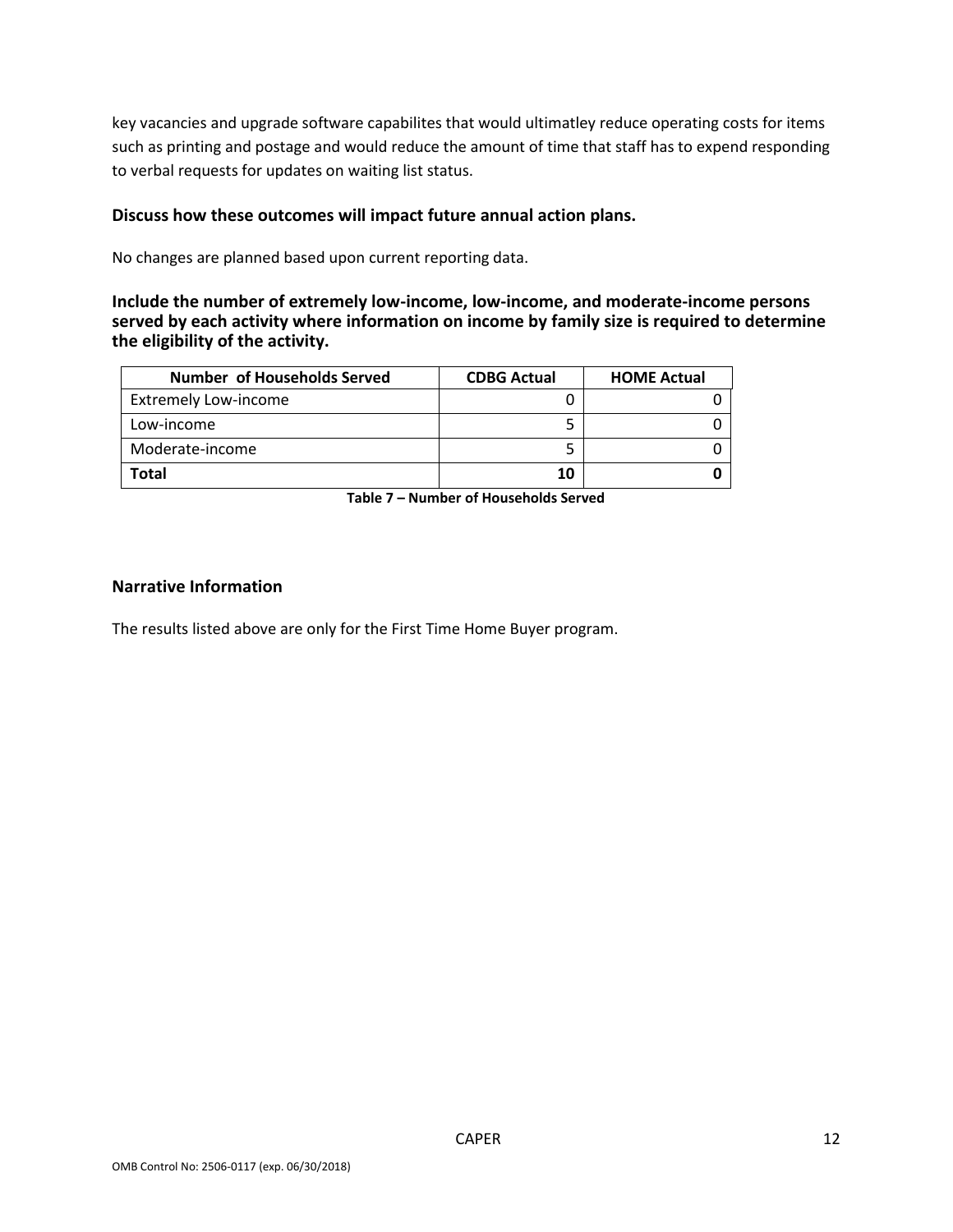key vacancies and upgrade software capabilites that would ultimatley reduce operating costs for items such as printing and postage and would reduce the amount of time that staff has to expend responding to verbal requests for updates on waiting list status.

**Discuss how these outcomes will impact future annual action plans.**

No changes are planned based upon current reporting data.

**Include the number of extremely low-income, low-income, and moderate-income persons served by each activity where information on income by family size is required to determine the eligibility of the activity.**

| Number of Households Served | CDBG Actual | HOME Actual |
|---|---|---|
| Extremely Low-income | 0 | 0 |
| Low-income | 5 | 0 |
| Moderate-income | 5 | 0 |
| **Total** | **10** | **0** |

**Table 7 – Number of Households Served**

### Narrative Information

The results listed above are only for the First Time Home Buyer program.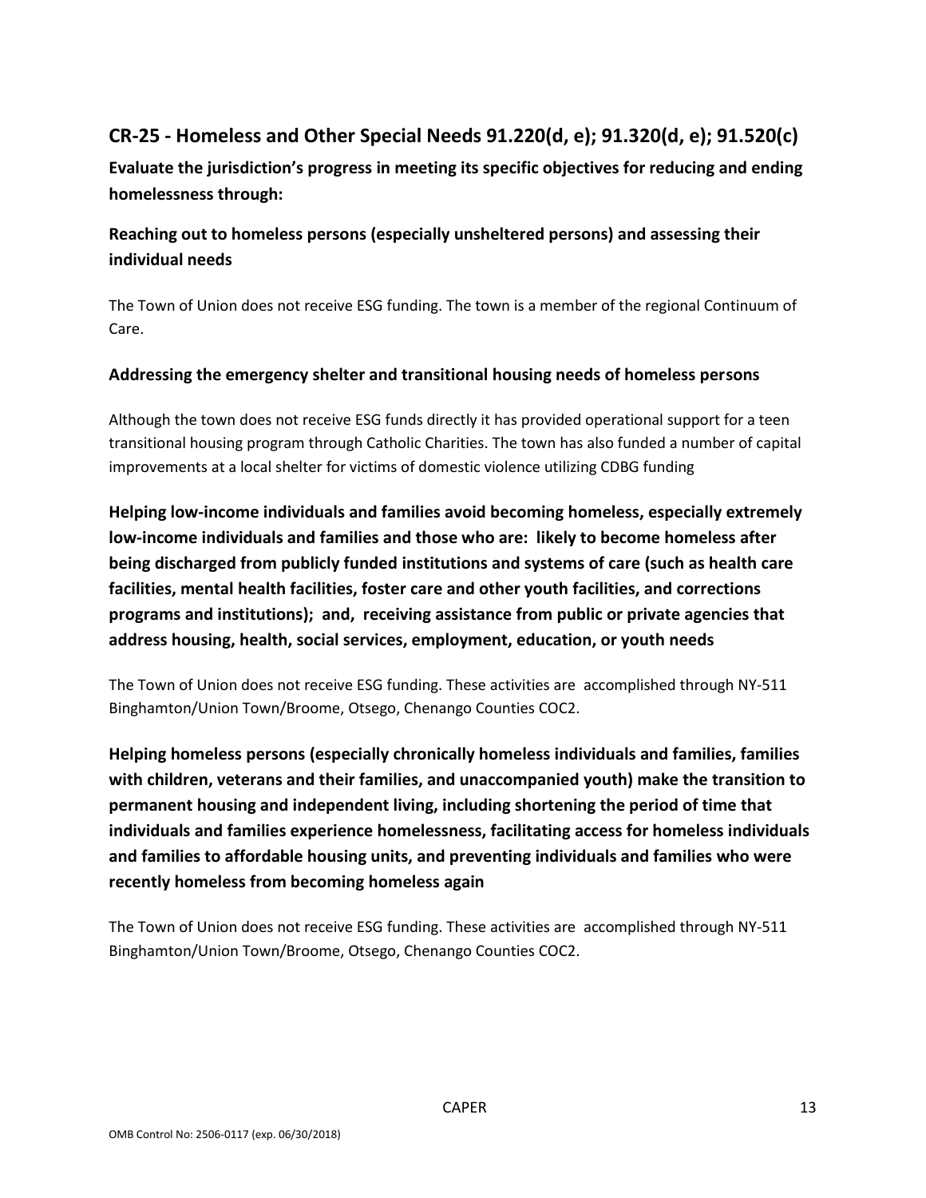## CR-25 - Homeless and Other Special Needs 91.220(d, e); 91.320(d, e); 91.520(c)

**Evaluate the jurisdiction's progress in meeting its specific objectives for reducing and ending homelessness through:**

### Reaching out to homeless persons (especially unsheltered persons) and assessing their individual needs

The Town of Union does not receive ESG funding. The town is a member of the regional Continuum of Care.

### Addressing the emergency shelter and transitional housing needs of homeless persons

Although the town does not receive ESG funds directly it has provided operational support for a teen transitional housing program through Catholic Charities. The town has also funded a number of capital improvements at a local shelter for victims of domestic violence utilizing CDBG funding

### Helping low-income individuals and families avoid becoming homeless, especially extremely low-income individuals and families and those who are: likely to become homeless after being discharged from publicly funded institutions and systems of care (such as health care facilities, mental health facilities, foster care and other youth facilities, and corrections programs and institutions); and, receiving assistance from public or private agencies that address housing, health, social services, employment, education, or youth needs

The Town of Union does not receive ESG funding. These activities are accomplished through NY-511 Binghamton/Union Town/Broome, Otsego, Chenango Counties COC2.

### Helping homeless persons (especially chronically homeless individuals and families, families with children, veterans and their families, and unaccompanied youth) make the transition to permanent housing and independent living, including shortening the period of time that individuals and families experience homelessness, facilitating access for homeless individuals and families to affordable housing units, and preventing individuals and families who were recently homeless from becoming homeless again

The Town of Union does not receive ESG funding. These activities are accomplished through NY-511 Binghamton/Union Town/Broome, Otsego, Chenango Counties COC2.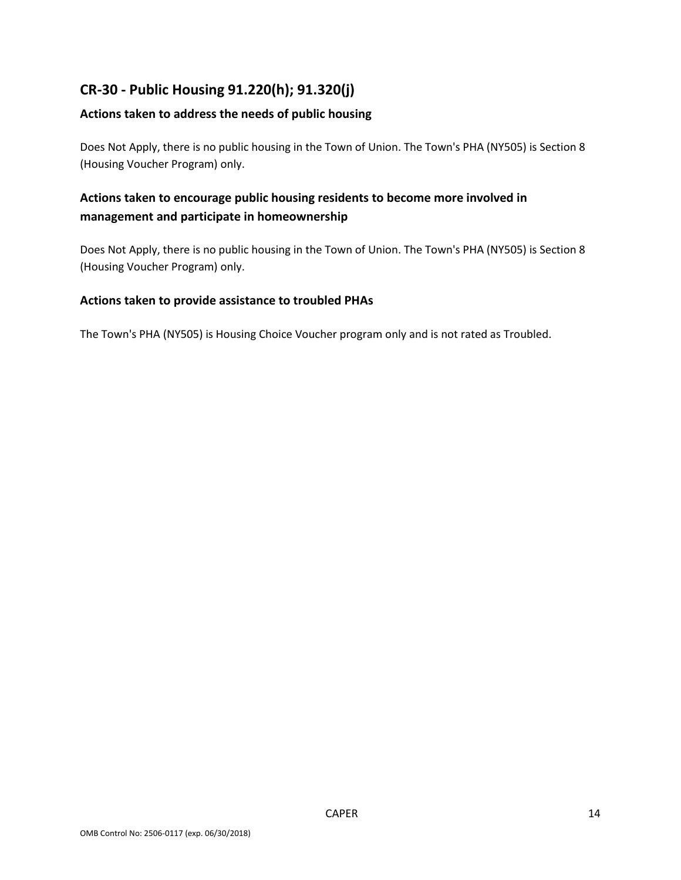## CR-30 - Public Housing 91.220(h); 91.320(j)

### Actions taken to address the needs of public housing

Does Not Apply, there is no public housing in the Town of Union. The Town's PHA (NY505) is Section 8 (Housing Voucher Program) only.

### Actions taken to encourage public housing residents to become more involved in management and participate in homeownership

Does Not Apply, there is no public housing in the Town of Union. The Town's PHA (NY505) is Section 8 (Housing Voucher Program) only.

### Actions taken to provide assistance to troubled PHAs

The Town's PHA (NY505) is Housing Choice Voucher program only and is not rated as Troubled.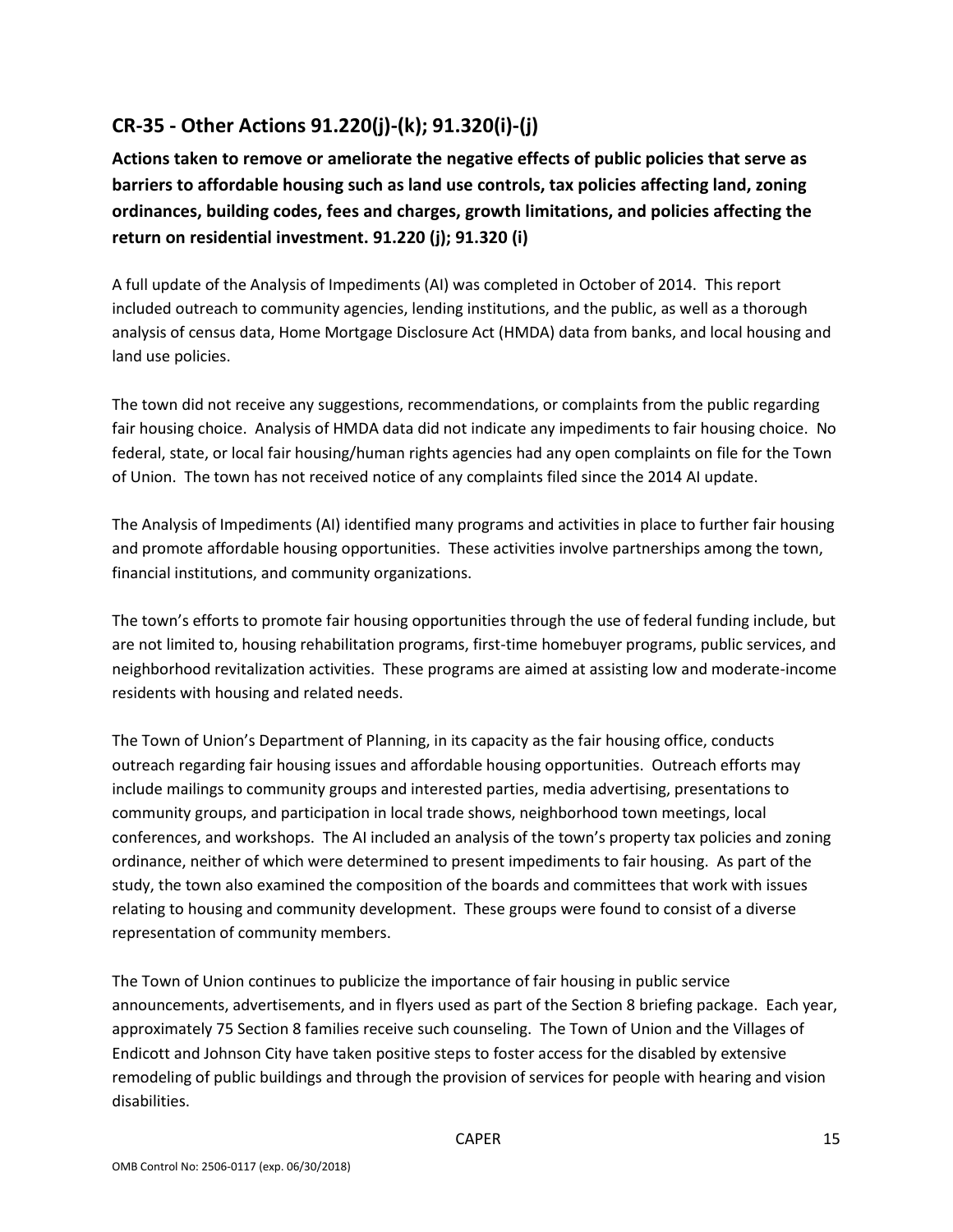## CR-35 - Other Actions 91.220(j)-(k); 91.320(i)-(j)

**Actions taken to remove or ameliorate the negative effects of public policies that serve as barriers to affordable housing such as land use controls, tax policies affecting land, zoning ordinances, building codes, fees and charges, growth limitations, and policies affecting the return on residential investment. 91.220 (j); 91.320 (i)**

A full update of the Analysis of Impediments (AI) was completed in October of 2014. This report included outreach to community agencies, lending institutions, and the public, as well as a thorough analysis of census data, Home Mortgage Disclosure Act (HMDA) data from banks, and local housing and land use policies.

The town did not receive any suggestions, recommendations, or complaints from the public regarding fair housing choice. Analysis of HMDA data did not indicate any impediments to fair housing choice. No federal, state, or local fair housing/human rights agencies had any open complaints on file for the Town of Union. The town has not received notice of any complaints filed since the 2014 AI update.

The Analysis of Impediments (AI) identified many programs and activities in place to further fair housing and promote affordable housing opportunities. These activities involve partnerships among the town, financial institutions, and community organizations.

The town's efforts to promote fair housing opportunities through the use of federal funding include, but are not limited to, housing rehabilitation programs, first-time homebuyer programs, public services, and neighborhood revitalization activities. These programs are aimed at assisting low and moderate-income residents with housing and related needs.

The Town of Union's Department of Planning, in its capacity as the fair housing office, conducts outreach regarding fair housing issues and affordable housing opportunities. Outreach efforts may include mailings to community groups and interested parties, media advertising, presentations to community groups, and participation in local trade shows, neighborhood town meetings, local conferences, and workshops. The AI included an analysis of the town's property tax policies and zoning ordinance, neither of which were determined to present impediments to fair housing. As part of the study, the town also examined the composition of the boards and committees that work with issues relating to housing and community development. These groups were found to consist of a diverse representation of community members.

The Town of Union continues to publicize the importance of fair housing in public service announcements, advertisements, and in flyers used as part of the Section 8 briefing package. Each year, approximately 75 Section 8 families receive such counseling. The Town of Union and the Villages of Endicott and Johnson City have taken positive steps to foster access for the disabled by extensive remodeling of public buildings and through the provision of services for people with hearing and vision disabilities.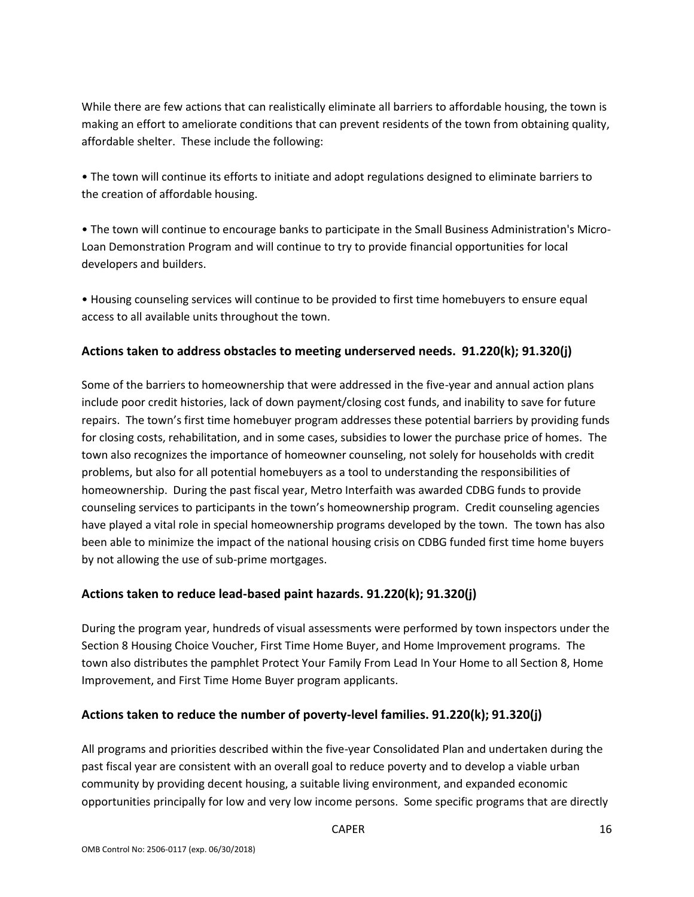While there are few actions that can realistically eliminate all barriers to affordable housing, the town is making an effort to ameliorate conditions that can prevent residents of the town from obtaining quality, affordable shelter. These include the following:

- The town will continue its efforts to initiate and adopt regulations designed to eliminate barriers to the creation of affordable housing.

- The town will continue to encourage banks to participate in the Small Business Administration's Micro-Loan Demonstration Program and will continue to try to provide financial opportunities for local developers and builders.

- Housing counseling services will continue to be provided to first time homebuyers to ensure equal access to all available units throughout the town.

## Actions taken to address obstacles to meeting underserved needs. 91.220(k); 91.320(j)

Some of the barriers to homeownership that were addressed in the five-year and annual action plans include poor credit histories, lack of down payment/closing cost funds, and inability to save for future repairs. The town's first time homebuyer program addresses these potential barriers by providing funds for closing costs, rehabilitation, and in some cases, subsidies to lower the purchase price of homes. The town also recognizes the importance of homeowner counseling, not solely for households with credit problems, but also for all potential homebuyers as a tool to understanding the responsibilities of homeownership. During the past fiscal year, Metro Interfaith was awarded CDBG funds to provide counseling services to participants in the town's homeownership program. Credit counseling agencies have played a vital role in special homeownership programs developed by the town. The town has also been able to minimize the impact of the national housing crisis on CDBG funded first time home buyers by not allowing the use of sub-prime mortgages.

## Actions taken to reduce lead-based paint hazards. 91.220(k); 91.320(j)

During the program year, hundreds of visual assessments were performed by town inspectors under the Section 8 Housing Choice Voucher, First Time Home Buyer, and Home Improvement programs. The town also distributes the pamphlet Protect Your Family From Lead In Your Home to all Section 8, Home Improvement, and First Time Home Buyer program applicants.

## Actions taken to reduce the number of poverty-level families. 91.220(k); 91.320(j)

All programs and priorities described within the five-year Consolidated Plan and undertaken during the past fiscal year are consistent with an overall goal to reduce poverty and to develop a viable urban community by providing decent housing, a suitable living environment, and expanded economic opportunities principally for low and very low income persons. Some specific programs that are directly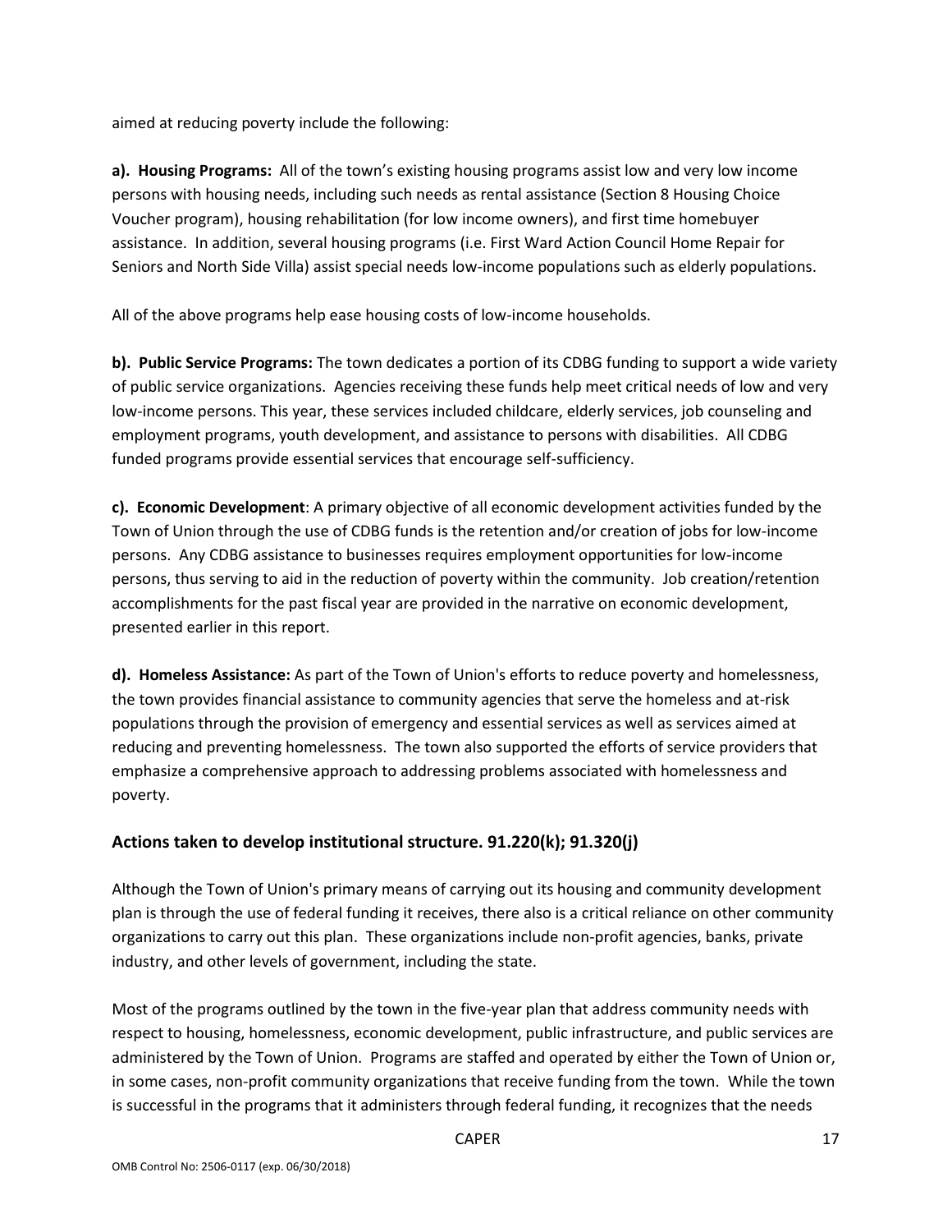aimed at reducing poverty include the following:

**a). Housing Programs:** All of the town's existing housing programs assist low and very low income persons with housing needs, including such needs as rental assistance (Section 8 Housing Choice Voucher program), housing rehabilitation (for low income owners), and first time homebuyer assistance. In addition, several housing programs (i.e. First Ward Action Council Home Repair for Seniors and North Side Villa) assist special needs low-income populations such as elderly populations.

All of the above programs help ease housing costs of low-income households.

**b). Public Service Programs:** The town dedicates a portion of its CDBG funding to support a wide variety of public service organizations. Agencies receiving these funds help meet critical needs of low and very low-income persons. This year, these services included childcare, elderly services, job counseling and employment programs, youth development, and assistance to persons with disabilities. All CDBG funded programs provide essential services that encourage self-sufficiency.

**c). Economic Development**: A primary objective of all economic development activities funded by the Town of Union through the use of CDBG funds is the retention and/or creation of jobs for low-income persons. Any CDBG assistance to businesses requires employment opportunities for low-income persons, thus serving to aid in the reduction of poverty within the community. Job creation/retention accomplishments for the past fiscal year are provided in the narrative on economic development, presented earlier in this report.

**d). Homeless Assistance:** As part of the Town of Union's efforts to reduce poverty and homelessness, the town provides financial assistance to community agencies that serve the homeless and at-risk populations through the provision of emergency and essential services as well as services aimed at reducing and preventing homelessness. The town also supported the efforts of service providers that emphasize a comprehensive approach to addressing problems associated with homelessness and poverty.

## Actions taken to develop institutional structure. 91.220(k); 91.320(j)

Although the Town of Union's primary means of carrying out its housing and community development plan is through the use of federal funding it receives, there also is a critical reliance on other community organizations to carry out this plan. These organizations include non-profit agencies, banks, private industry, and other levels of government, including the state.

Most of the programs outlined by the town in the five-year plan that address community needs with respect to housing, homelessness, economic development, public infrastructure, and public services are administered by the Town of Union. Programs are staffed and operated by either the Town of Union or, in some cases, non-profit community organizations that receive funding from the town. While the town is successful in the programs that it administers through federal funding, it recognizes that the needs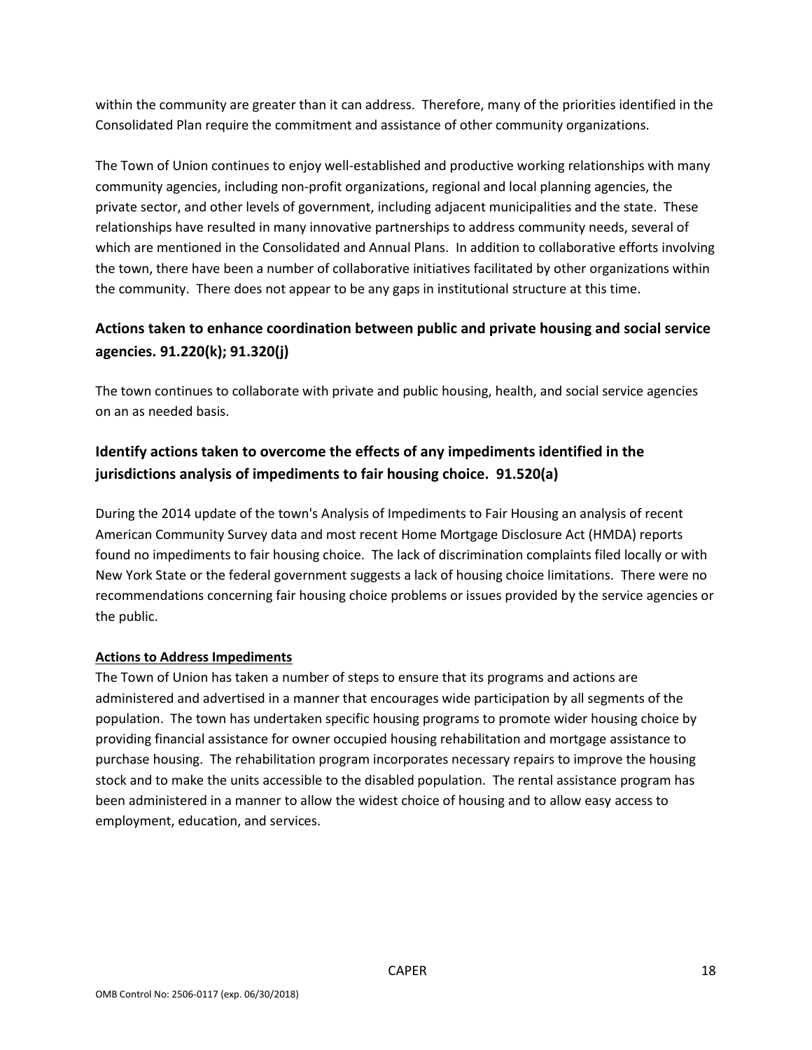within the community are greater than it can address. Therefore, many of the priorities identified in the Consolidated Plan require the commitment and assistance of other community organizations.

The Town of Union continues to enjoy well-established and productive working relationships with many community agencies, including non-profit organizations, regional and local planning agencies, the private sector, and other levels of government, including adjacent municipalities and the state. These relationships have resulted in many innovative partnerships to address community needs, several of which are mentioned in the Consolidated and Annual Plans. In addition to collaborative efforts involving the town, there have been a number of collaborative initiatives facilitated by other organizations within the community. There does not appear to be any gaps in institutional structure at this time.

## Actions taken to enhance coordination between public and private housing and social service agencies. 91.220(k); 91.320(j)

The town continues to collaborate with private and public housing, health, and social service agencies on an as needed basis.

## Identify actions taken to overcome the effects of any impediments identified in the jurisdictions analysis of impediments to fair housing choice. 91.520(a)

During the 2014 update of the town's Analysis of Impediments to Fair Housing an analysis of recent American Community Survey data and most recent Home Mortgage Disclosure Act (HMDA) reports found no impediments to fair housing choice. The lack of discrimination complaints filed locally or with New York State or the federal government suggests a lack of housing choice limitations. There were no recommendations concerning fair housing choice problems or issues provided by the service agencies or the public.

**Actions to Address Impediments**

The Town of Union has taken a number of steps to ensure that its programs and actions are administered and advertised in a manner that encourages wide participation by all segments of the population. The town has undertaken specific housing programs to promote wider housing choice by providing financial assistance for owner occupied housing rehabilitation and mortgage assistance to purchase housing. The rehabilitation program incorporates necessary repairs to improve the housing stock and to make the units accessible to the disabled population. The rental assistance program has been administered in a manner to allow the widest choice of housing and to allow easy access to employment, education, and services.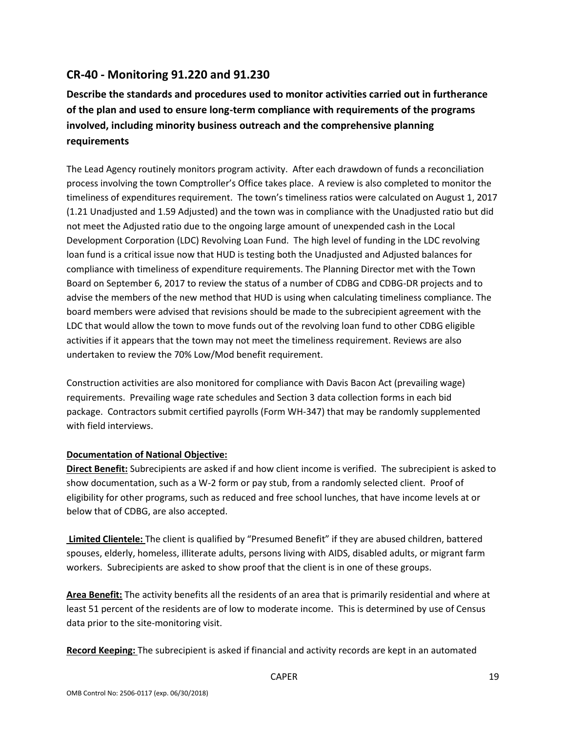## CR-40 - Monitoring 91.220 and 91.230

### Describe the standards and procedures used to monitor activities carried out in furtherance of the plan and used to ensure long-term compliance with requirements of the programs involved, including minority business outreach and the comprehensive planning requirements

The Lead Agency routinely monitors program activity. After each drawdown of funds a reconciliation process involving the town Comptroller's Office takes place. A review is also completed to monitor the timeliness of expenditures requirement. The town's timeliness ratios were calculated on August 1, 2017 (1.21 Unadjusted and 1.59 Adjusted) and the town was in compliance with the Unadjusted ratio but did not meet the Adjusted ratio due to the ongoing large amount of unexpended cash in the Local Development Corporation (LDC) Revolving Loan Fund. The high level of funding in the LDC revolving loan fund is a critical issue now that HUD is testing both the Unadjusted and Adjusted balances for compliance with timeliness of expenditure requirements. The Planning Director met with the Town Board on September 6, 2017 to review the status of a number of CDBG and CDBG-DR projects and to advise the members of the new method that HUD is using when calculating timeliness compliance. The board members were advised that revisions should be made to the subrecipient agreement with the LDC that would allow the town to move funds out of the revolving loan fund to other CDBG eligible activities if it appears that the town may not meet the timeliness requirement. Reviews are also undertaken to review the 70% Low/Mod benefit requirement.

Construction activities are also monitored for compliance with Davis Bacon Act (prevailing wage) requirements. Prevailing wage rate schedules and Section 3 data collection forms in each bid package. Contractors submit certified payrolls (Form WH-347) that may be randomly supplemented with field interviews.

**Documentation of National Objective:**

**Direct Benefit:** Subrecipients are asked if and how client income is verified. The subrecipient is asked to show documentation, such as a W-2 form or pay stub, from a randomly selected client. Proof of eligibility for other programs, such as reduced and free school lunches, that have income levels at or below that of CDBG, are also accepted.

**Limited Clientele:** The client is qualified by "Presumed Benefit" if they are abused children, battered spouses, elderly, homeless, illiterate adults, persons living with AIDS, disabled adults, or migrant farm workers. Subrecipients are asked to show proof that the client is in one of these groups.

**Area Benefit:** The activity benefits all the residents of an area that is primarily residential and where at least 51 percent of the residents are of low to moderate income. This is determined by use of Census data prior to the site-monitoring visit.

**Record Keeping:** The subrecipient is asked if financial and activity records are kept in an automated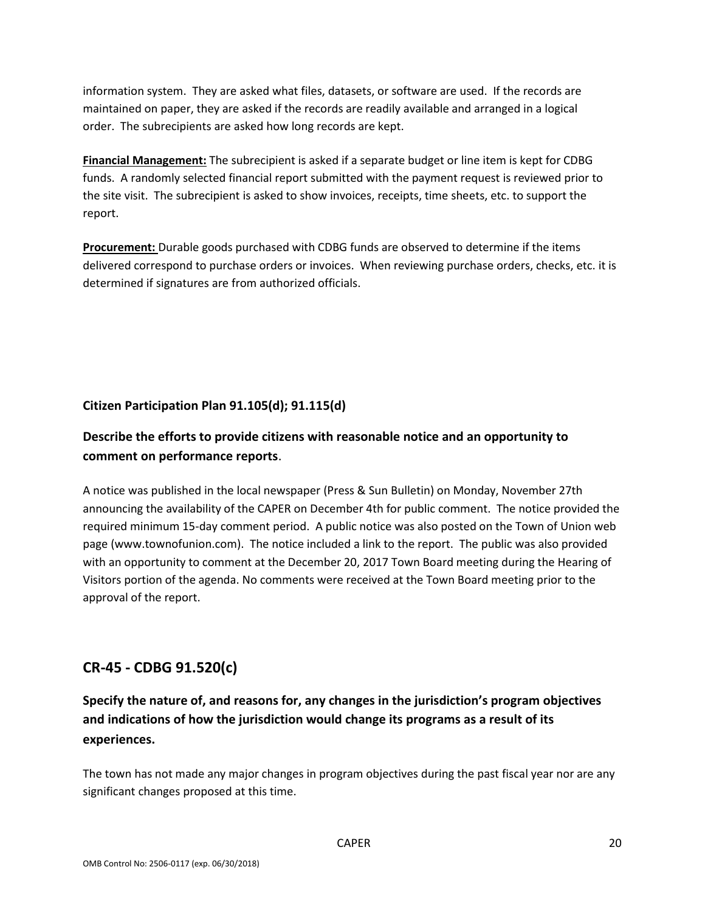information system. They are asked what files, datasets, or software are used. If the records are maintained on paper, they are asked if the records are readily available and arranged in a logical order. The subrecipients are asked how long records are kept.

**Financial Management:** The subrecipient is asked if a separate budget or line item is kept for CDBG funds. A randomly selected financial report submitted with the payment request is reviewed prior to the site visit. The subrecipient is asked to show invoices, receipts, time sheets, etc. to support the report.

**Procurement:** Durable goods purchased with CDBG funds are observed to determine if the items delivered correspond to purchase orders or invoices. When reviewing purchase orders, checks, etc. it is determined if signatures are from authorized officials.

### Citizen Participation Plan 91.105(d); 91.115(d)

### Describe the efforts to provide citizens with reasonable notice and an opportunity to comment on performance reports.

A notice was published in the local newspaper (Press & Sun Bulletin) on Monday, November 27th announcing the availability of the CAPER on December 4th for public comment. The notice provided the required minimum 15-day comment period. A public notice was also posted on the Town of Union web page (www.townofunion.com). The notice included a link to the report. The public was also provided with an opportunity to comment at the December 20, 2017 Town Board meeting during the Hearing of Visitors portion of the agenda. No comments were received at the Town Board meeting prior to the approval of the report.

## CR-45 - CDBG 91.520(c)

### Specify the nature of, and reasons for, any changes in the jurisdiction's program objectives and indications of how the jurisdiction would change its programs as a result of its experiences.

The town has not made any major changes in program objectives during the past fiscal year nor are any significant changes proposed at this time.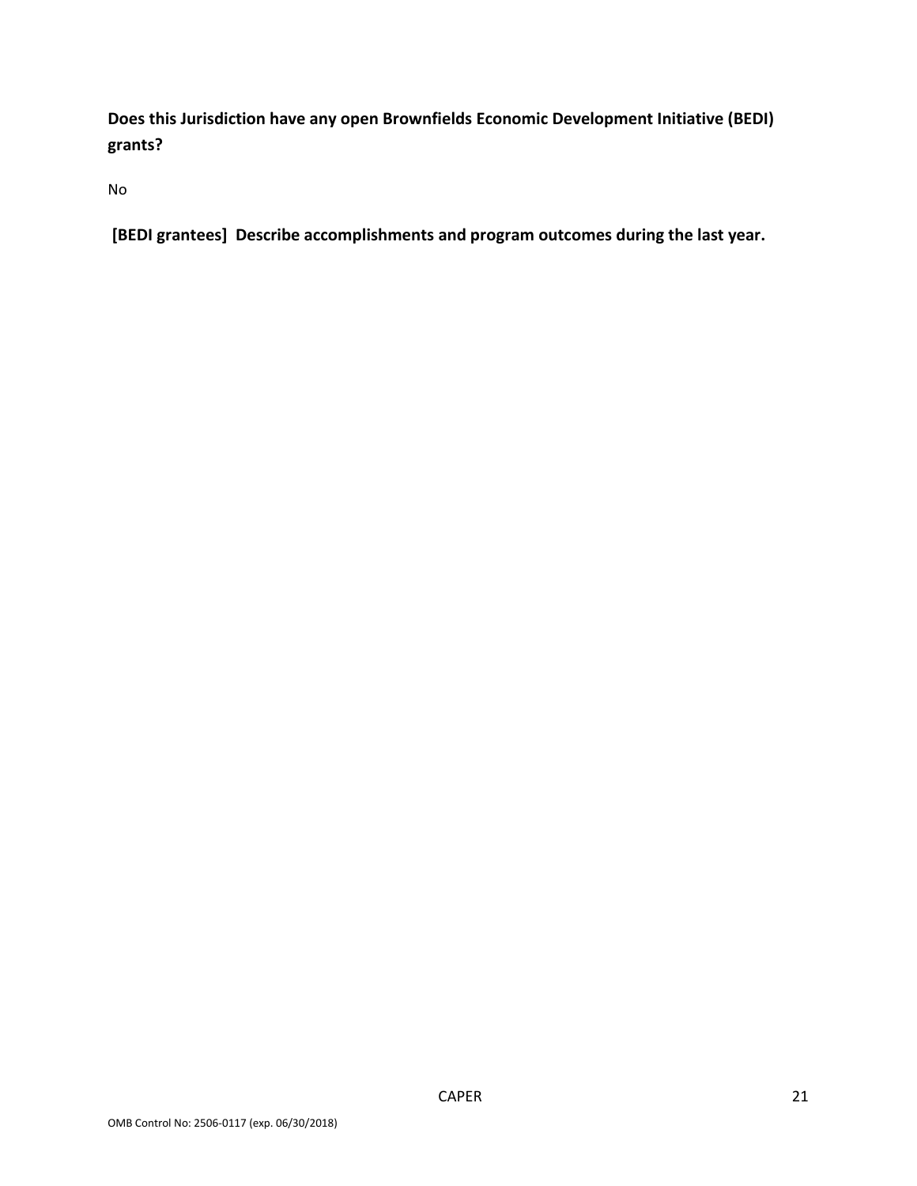**Does this Jurisdiction have any open Brownfields Economic Development Initiative (BEDI) grants?**

No

**[BEDI grantees] Describe accomplishments and program outcomes during the last year.**